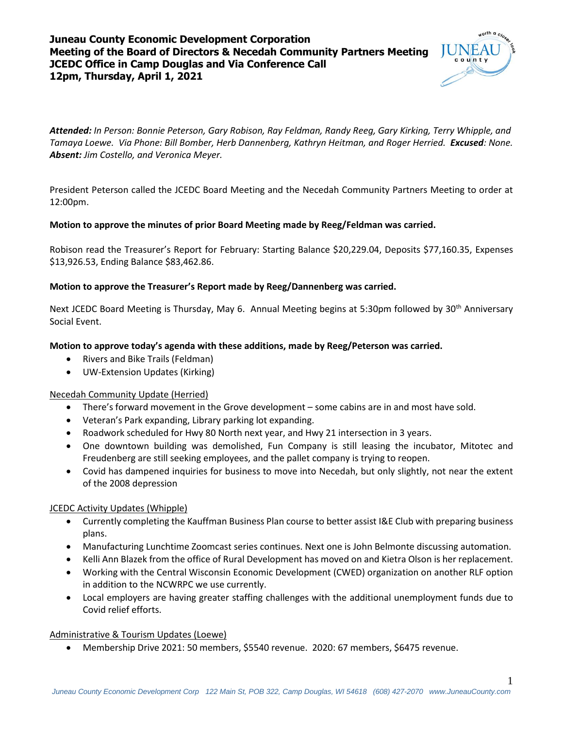**Juneau County Economic Development Corporation**
**Meeting of the Board of Directors & Necedah Community Partners Meeting**
**JCEDC Office in Camp Douglas and Via Conference Call**
**12pm, Thursday, April 1, 2021**

***Attended:*** *In Person: Bonnie Peterson, Gary Robison, Ray Feldman, Randy Reeg, Gary Kirking, Terry Whipple, and Tamaya Loewe. Via Phone: Bill Bomber, Herb Dannenberg, Kathryn Heitman, and Roger Herried.* ***Excused****: None.* ***Absent:*** *Jim Costello, and Veronica Meyer.*

President Peterson called the JCEDC Board Meeting and the Necedah Community Partners Meeting to order at 12:00pm.

**Motion to approve the minutes of prior Board Meeting made by Reeg/Feldman was carried.**

Robison read the Treasurer's Report for February: Starting Balance $20,229.04, Deposits $77,160.35, Expenses $13,926.53, Ending Balance $83,462.86.

**Motion to approve the Treasurer's Report made by Reeg/Dannenberg was carried.**

Next JCEDC Board Meeting is Thursday, May 6. Annual Meeting begins at 5:30pm followed by 30th Anniversary Social Event.

**Motion to approve today's agenda with these additions, made by Reeg/Peterson was carried.**

- Rivers and Bike Trails (Feldman)
- UW-Extension Updates (Kirking)

Necedah Community Update (Herried)

- There's forward movement in the Grove development – some cabins are in and most have sold.
- Veteran's Park expanding, Library parking lot expanding.
- Roadwork scheduled for Hwy 80 North next year, and Hwy 21 intersection in 3 years.
- One downtown building was demolished, Fun Company is still leasing the incubator, Mitotec and Freudenberg are still seeking employees, and the pallet company is trying to reopen.
- Covid has dampened inquiries for business to move into Necedah, but only slightly, not near the extent of the 2008 depression

JCEDC Activity Updates (Whipple)

- Currently completing the Kauffman Business Plan course to better assist I&E Club with preparing business plans.
- Manufacturing Lunchtime Zoomcast series continues. Next one is John Belmonte discussing automation.
- Kelli Ann Blazek from the office of Rural Development has moved on and Kietra Olson is her replacement.
- Working with the Central Wisconsin Economic Development (CWED) organization on another RLF option in addition to the NCWRPC we use currently.
- Local employers are having greater staffing challenges with the additional unemployment funds due to Covid relief efforts.

Administrative & Tourism Updates (Loewe)

- Membership Drive 2021: 50 members, $5540 revenue. 2020: 67 members, $6475 revenue.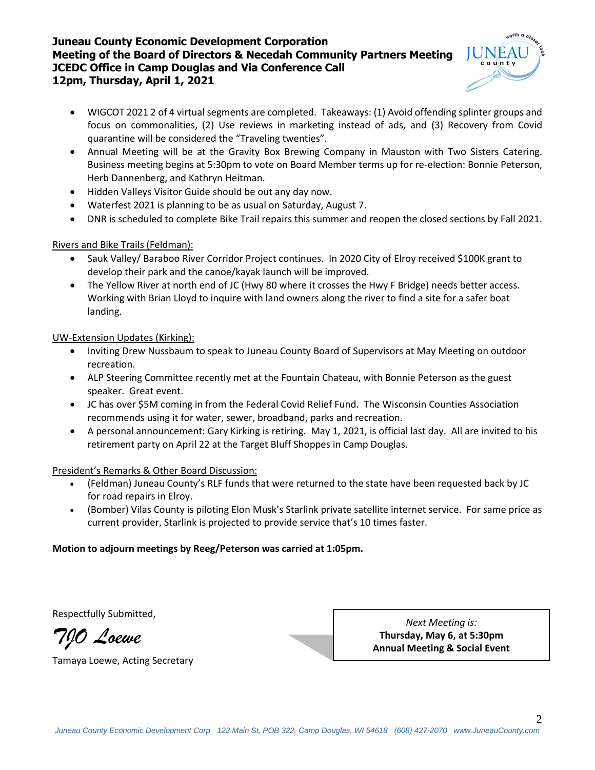**Juneau County Economic Development Corporation**
**Meeting of the Board of Directors & Necedah Community Partners Meeting**
**JCEDC Office in Camp Douglas and Via Conference Call**
**12pm, Thursday, April 1, 2021**

- WIGCOT 2021 2 of 4 virtual segments are completed. Takeaways: (1) Avoid offending splinter groups and focus on commonalities, (2) Use reviews in marketing instead of ads, and (3) Recovery from Covid quarantine will be considered the "Traveling twenties".
- Annual Meeting will be at the Gravity Box Brewing Company in Mauston with Two Sisters Catering. Business meeting begins at 5:30pm to vote on Board Member terms up for re-election: Bonnie Peterson, Herb Dannenberg, and Kathryn Heitman.
- Hidden Valleys Visitor Guide should be out any day now.
- Waterfest 2021 is planning to be as usual on Saturday, August 7.
- DNR is scheduled to complete Bike Trail repairs this summer and reopen the closed sections by Fall 2021.

Rivers and Bike Trails (Feldman):

- Sauk Valley/ Baraboo River Corridor Project continues. In 2020 City of Elroy received $100K grant to develop their park and the canoe/kayak launch will be improved.
- The Yellow River at north end of JC (Hwy 80 where it crosses the Hwy F Bridge) needs better access. Working with Brian Lloyd to inquire with land owners along the river to find a site for a safer boat landing.

UW-Extension Updates (Kirking):

- Inviting Drew Nussbaum to speak to Juneau County Board of Supervisors at May Meeting on outdoor recreation.
- ALP Steering Committee recently met at the Fountain Chateau, with Bonnie Peterson as the guest speaker. Great event.
- JC has over $5M coming in from the Federal Covid Relief Fund. The Wisconsin Counties Association recommends using it for water, sewer, broadband, parks and recreation.
- A personal announcement: Gary Kirking is retiring. May 1, 2021, is official last day. All are invited to his retirement party on April 22 at the Target Bluff Shoppes in Camp Douglas.

President's Remarks & Other Board Discussion:

- (Feldman) Juneau County's RLF funds that were returned to the state have been requested back by JC for road repairs in Elroy.
- (Bomber) Vilas County is piloting Elon Musk's Starlink private satellite internet service. For same price as current provider, Starlink is projected to provide service that's 10 times faster.

**Motion to adjourn meetings by Reeg/Peterson was carried at 1:05pm.**

Respectfully Submitted,

*TJO Loewe*

Tamaya Loewe, Acting Secretary

*Next Meeting is:*
**Thursday, May 6, at 5:30pm**
**Annual Meeting & Social Event**